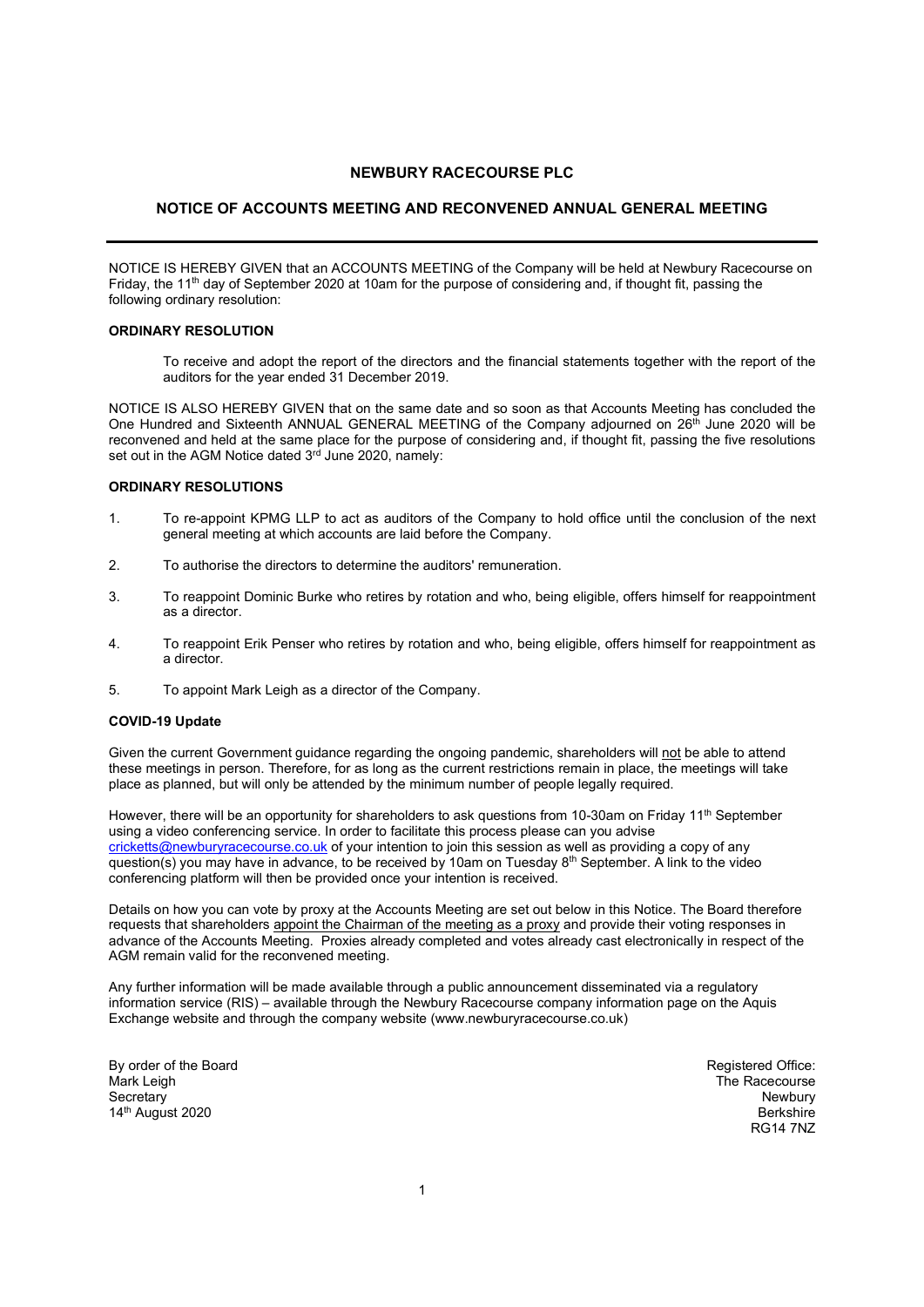# NEWBURY RACECOURSE PLC

## NOTICE OF ACCOUNTS MEETING AND RECONVENED ANNUAL GENERAL MEETING

---

NOTICE IS HEREBY GIVEN that an ACCOUNTS MEETING of the Company will be held at Newbury Racecourse on Friday, the 11th day of September 2020 at 10am for the purpose of considering and, if thought fit, passing the following ordinary resolution:

**ORDINARY RESOLUTION**

To receive and adopt the report of the directors and the financial statements together with the report of the auditors for the year ended 31 December 2019.

NOTICE IS ALSO HEREBY GIVEN that on the same date and so soon as that Accounts Meeting has concluded the One Hundred and Sixteenth ANNUAL GENERAL MEETING of the Company adjourned on 26th June 2020 will be reconvened and held at the same place for the purpose of considering and, if thought fit, passing the five resolutions set out in the AGM Notice dated 3rd June 2020, namely:

**ORDINARY RESOLUTIONS**

1. To re-appoint KPMG LLP to act as auditors of the Company to hold office until the conclusion of the next general meeting at which accounts are laid before the Company.
2. To authorise the directors to determine the auditors' remuneration.
3. To reappoint Dominic Burke who retires by rotation and who, being eligible, offers himself for reappointment as a director.
4. To reappoint Erik Penser who retires by rotation and who, being eligible, offers himself for reappointment as a director.
5. To appoint Mark Leigh as a director of the Company.

**COVID-19 Update**

Given the current Government guidance regarding the ongoing pandemic, shareholders will not be able to attend these meetings in person. Therefore, for as long as the current restrictions remain in place, the meetings will take place as planned, but will only be attended by the minimum number of people legally required.

However, there will be an opportunity for shareholders to ask questions from 10-30am on Friday 11th September using a video conferencing service. In order to facilitate this process please can you advise cricketts@newburyracecourse.co.uk of your intention to join this session as well as providing a copy of any question(s) you may have in advance, to be received by 10am on Tuesday 8th September. A link to the video conferencing platform will then be provided once your intention is received.

Details on how you can vote by proxy at the Accounts Meeting are set out below in this Notice. The Board therefore requests that shareholders appoint the Chairman of the meeting as a proxy and provide their voting responses in advance of the Accounts Meeting. Proxies already completed and votes already cast electronically in respect of the AGM remain valid for the reconvened meeting.

Any further information will be made available through a public announcement disseminated via a regulatory information service (RIS) – available through the Newbury Racecourse company information page on the Aquis Exchange website and through the company website (www.newburyracecourse.co.uk)

By order of the Board
Mark Leigh
Secretary
14th August 2020

Registered Office:
The Racecourse
Newbury
Berkshire
RG14 7NZ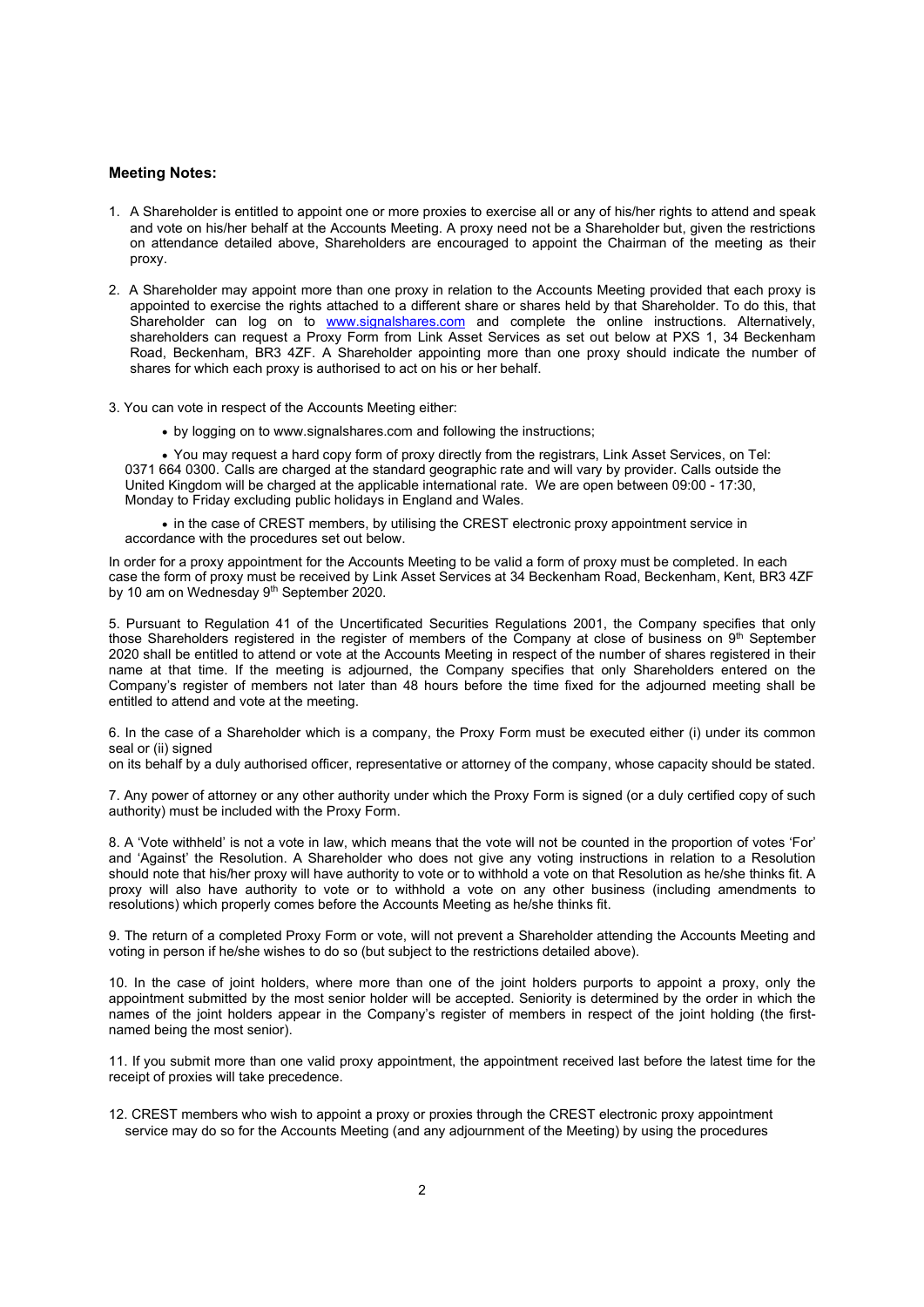**Meeting Notes:**

1. A Shareholder is entitled to appoint one or more proxies to exercise all or any of his/her rights to attend and speak and vote on his/her behalf at the Accounts Meeting. A proxy need not be a Shareholder but, given the restrictions on attendance detailed above, Shareholders are encouraged to appoint the Chairman of the meeting as their proxy.

2. A Shareholder may appoint more than one proxy in relation to the Accounts Meeting provided that each proxy is appointed to exercise the rights attached to a different share or shares held by that Shareholder. To do this, that Shareholder can log on to www.signalshares.com and complete the online instructions. Alternatively, shareholders can request a Proxy Form from Link Asset Services as set out below at PXS 1, 34 Beckenham Road, Beckenham, BR3 4ZF. A Shareholder appointing more than one proxy should indicate the number of shares for which each proxy is authorised to act on his or her behalf.

3. You can vote in respect of the Accounts Meeting either:

- by logging on to www.signalshares.com and following the instructions;
- You may request a hard copy form of proxy directly from the registrars, Link Asset Services, on Tel: 0371 664 0300. Calls are charged at the standard geographic rate and will vary by provider. Calls outside the United Kingdom will be charged at the applicable international rate. We are open between 09:00 - 17:30, Monday to Friday excluding public holidays in England and Wales.
- in the case of CREST members, by utilising the CREST electronic proxy appointment service in accordance with the procedures set out below.

In order for a proxy appointment for the Accounts Meeting to be valid a form of proxy must be completed. In each case the form of proxy must be received by Link Asset Services at 34 Beckenham Road, Beckenham, Kent, BR3 4ZF by 10 am on Wednesday 9th September 2020.

5. Pursuant to Regulation 41 of the Uncertificated Securities Regulations 2001, the Company specifies that only those Shareholders registered in the register of members of the Company at close of business on 9th September 2020 shall be entitled to attend or vote at the Accounts Meeting in respect of the number of shares registered in their name at that time. If the meeting is adjourned, the Company specifies that only Shareholders entered on the Company's register of members not later than 48 hours before the time fixed for the adjourned meeting shall be entitled to attend and vote at the meeting.

6. In the case of a Shareholder which is a company, the Proxy Form must be executed either (i) under its common seal or (ii) signed
on its behalf by a duly authorised officer, representative or attorney of the company, whose capacity should be stated.

7. Any power of attorney or any other authority under which the Proxy Form is signed (or a duly certified copy of such authority) must be included with the Proxy Form.

8. A 'Vote withheld' is not a vote in law, which means that the vote will not be counted in the proportion of votes 'For' and 'Against' the Resolution. A Shareholder who does not give any voting instructions in relation to a Resolution should note that his/her proxy will have authority to vote or to withhold a vote on that Resolution as he/she thinks fit. A proxy will also have authority to vote or to withhold a vote on any other business (including amendments to resolutions) which properly comes before the Accounts Meeting as he/she thinks fit.

9. The return of a completed Proxy Form or vote, will not prevent a Shareholder attending the Accounts Meeting and voting in person if he/she wishes to do so (but subject to the restrictions detailed above).

10. In the case of joint holders, where more than one of the joint holders purports to appoint a proxy, only the appointment submitted by the most senior holder will be accepted. Seniority is determined by the order in which the names of the joint holders appear in the Company's register of members in respect of the joint holding (the first-named being the most senior).

11. If you submit more than one valid proxy appointment, the appointment received last before the latest time for the receipt of proxies will take precedence.

12. CREST members who wish to appoint a proxy or proxies through the CREST electronic proxy appointment service may do so for the Accounts Meeting (and any adjournment of the Meeting) by using the procedures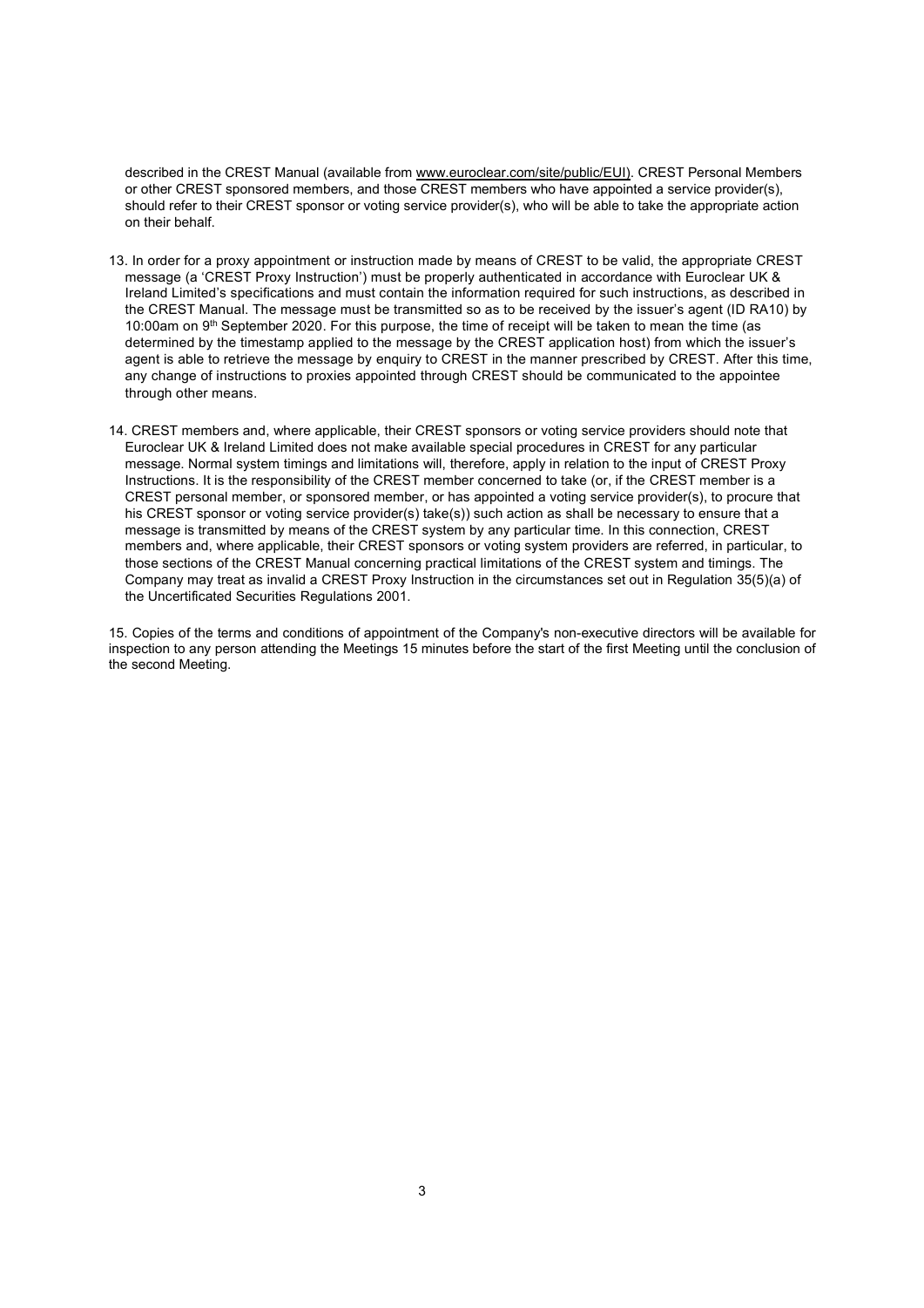described in the CREST Manual (available from www.euroclear.com/site/public/EUI). CREST Personal Members or other CREST sponsored members, and those CREST members who have appointed a service provider(s), should refer to their CREST sponsor or voting service provider(s), who will be able to take the appropriate action on their behalf.

13. In order for a proxy appointment or instruction made by means of CREST to be valid, the appropriate CREST message (a 'CREST Proxy Instruction') must be properly authenticated in accordance with Euroclear UK & Ireland Limited's specifications and must contain the information required for such instructions, as described in the CREST Manual. The message must be transmitted so as to be received by the issuer's agent (ID RA10) by 10:00am on 9th September 2020. For this purpose, the time of receipt will be taken to mean the time (as determined by the timestamp applied to the message by the CREST application host) from which the issuer's agent is able to retrieve the message by enquiry to CREST in the manner prescribed by CREST. After this time, any change of instructions to proxies appointed through CREST should be communicated to the appointee through other means.

14. CREST members and, where applicable, their CREST sponsors or voting service providers should note that Euroclear UK & Ireland Limited does not make available special procedures in CREST for any particular message. Normal system timings and limitations will, therefore, apply in relation to the input of CREST Proxy Instructions. It is the responsibility of the CREST member concerned to take (or, if the CREST member is a CREST personal member, or sponsored member, or has appointed a voting service provider(s), to procure that his CREST sponsor or voting service provider(s) take(s)) such action as shall be necessary to ensure that a message is transmitted by means of the CREST system by any particular time. In this connection, CREST members and, where applicable, their CREST sponsors or voting system providers are referred, in particular, to those sections of the CREST Manual concerning practical limitations of the CREST system and timings. The Company may treat as invalid a CREST Proxy Instruction in the circumstances set out in Regulation 35(5)(a) of the Uncertificated Securities Regulations 2001.

15. Copies of the terms and conditions of appointment of the Company's non-executive directors will be available for inspection to any person attending the Meetings 15 minutes before the start of the first Meeting until the conclusion of the second Meeting.